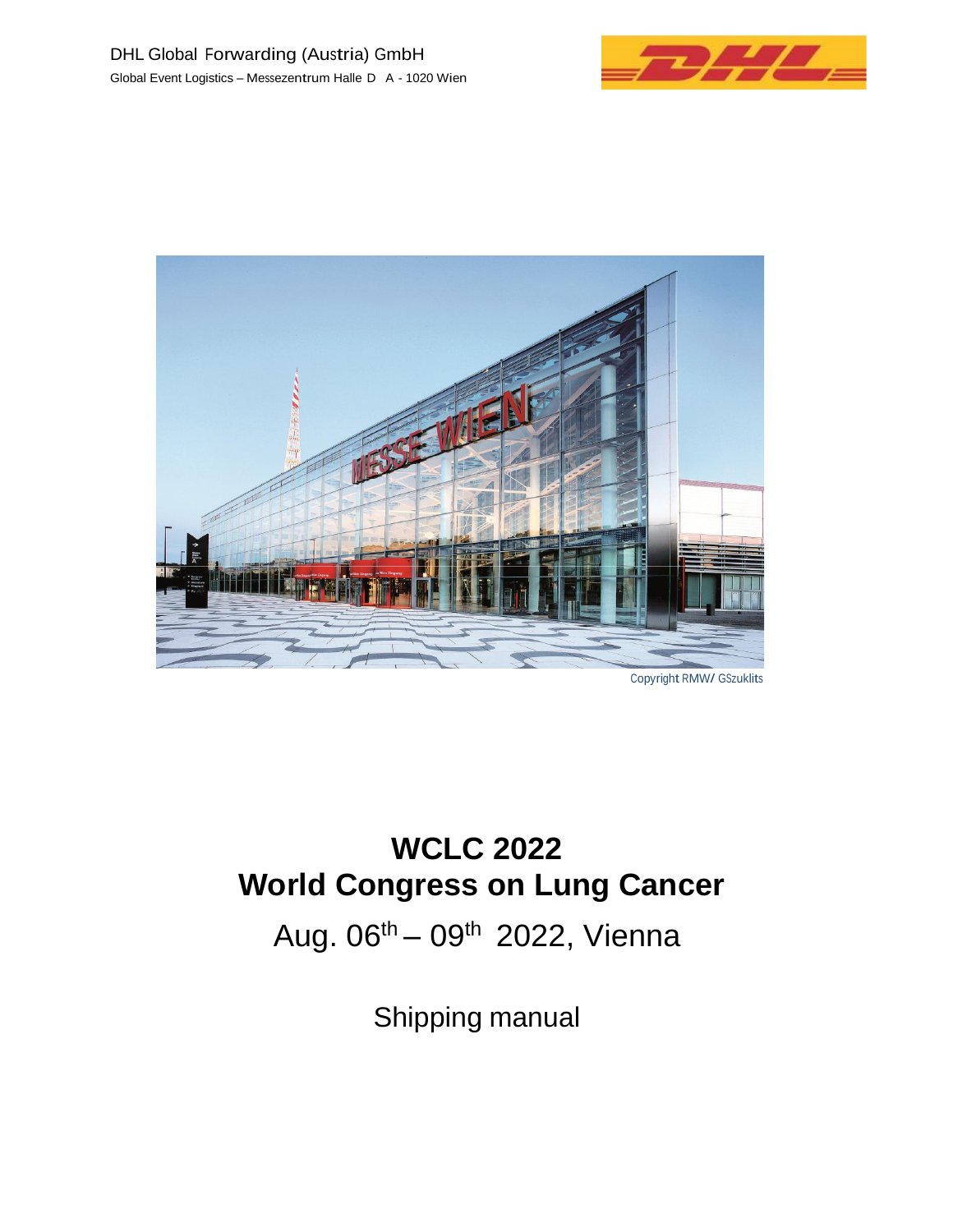DHL Global Forwarding (Austria) GmbH

Global Event Logistics – Messezentrum Halle D A - 1020 Wien

Copyright RMW/ GSzuklits

# WCLC 2022
# World Congress on Lung Cancer

## Aug. 06th – 09th 2022, Vienna

## Shipping manual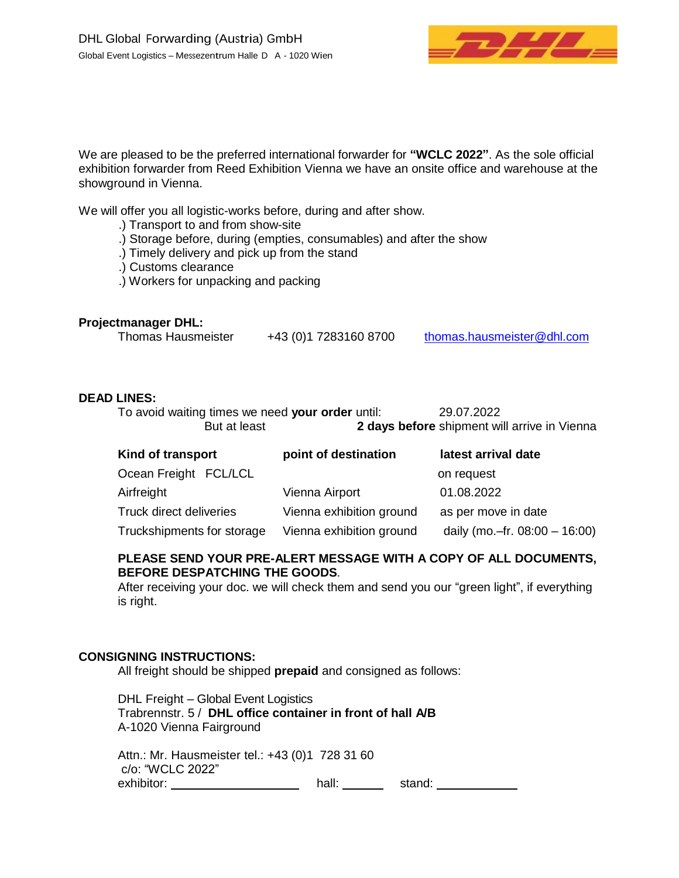DHL Global Forwarding (Austria) GmbH
Global Event Logistics – Messezentrum Halle D A - 1020 Wien

We are pleased to be the preferred international forwarder for **"WCLC 2022"**. As the sole official exhibition forwarder from Reed Exhibition Vienna we have an onsite office and warehouse at the showground in Vienna.

We will offer you all logistic-works before, during and after show.

.) Transport to and from show-site
.) Storage before, during (empties, consumables) and after the show
.) Timely delivery and pick up from the stand
.) Customs clearance
.) Workers for unpacking and packing

**Projectmanager DHL:**

Thomas Hausmeister +43 (0)1 7283160 8700 thomas.hausmeister@dhl.com

**DEAD LINES:**

To avoid waiting times we need **your order** until: 29.07.2022
But at least **2 days before** shipment will arrive in Vienna

| **Kind of transport** | **point of destination** | **latest arrival date** |
|---|---|---|
| Ocean Freight FCL/LCL | | on request |
| Airfreight | Vienna Airport | 01.08.2022 |
| Truck direct deliveries | Vienna exhibition ground | as per move in date |
| Truckshipments for storage | Vienna exhibition ground | daily (mo.–fr. 08:00 – 16:00) |

**PLEASE SEND YOUR PRE-ALERT MESSAGE WITH A COPY OF ALL DOCUMENTS, BEFORE DESPATCHING THE GOODS**.
After receiving your doc. we will check them and send you our "green light", if everything is right.

**CONSIGNING INSTRUCTIONS:**

All freight should be shipped **prepaid** and consigned as follows:

DHL Freight – Global Event Logistics
Trabrennstr. 5 / **DHL office container in front of hall A/B**
A-1020 Vienna Fairground

Attn.: Mr. Hausmeister tel.: +43 (0)1 728 31 60
c/o: "WCLC 2022"
exhibitor: ____________________ hall: ______ stand: ____________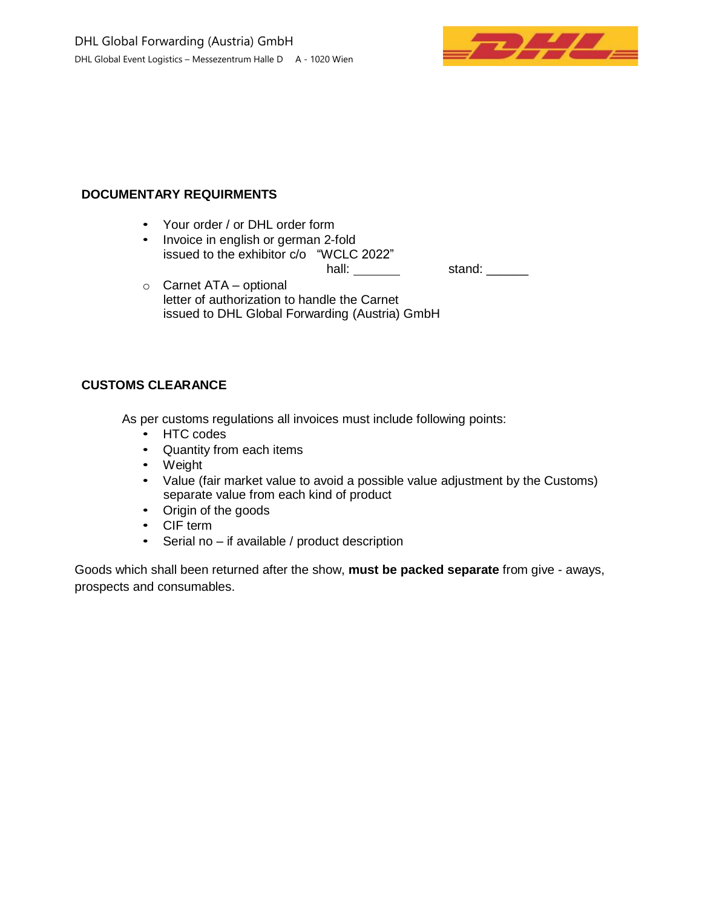## DOCUMENTARY REQUIRMENTS

- Your order / or DHL order form
- Invoice in english or german 2-fold
  issued to the exhibitor c/o "WCLC 2022"
  hall: _______ stand: ______
  - Carnet ATA – optional
    letter of authorization to handle the Carnet
    issued to DHL Global Forwarding (Austria) GmbH

## CUSTOMS CLEARANCE

As per customs regulations all invoices must include following points:

- HTC codes
- Quantity from each items
- Weight
- Value (fair market value to avoid a possible value adjustment by the Customs) separate value from each kind of product
- Origin of the goods
- CIF term
- Serial no – if available / product description

Goods which shall been returned after the show, **must be packed separate** from give - aways, prospects and consumables.